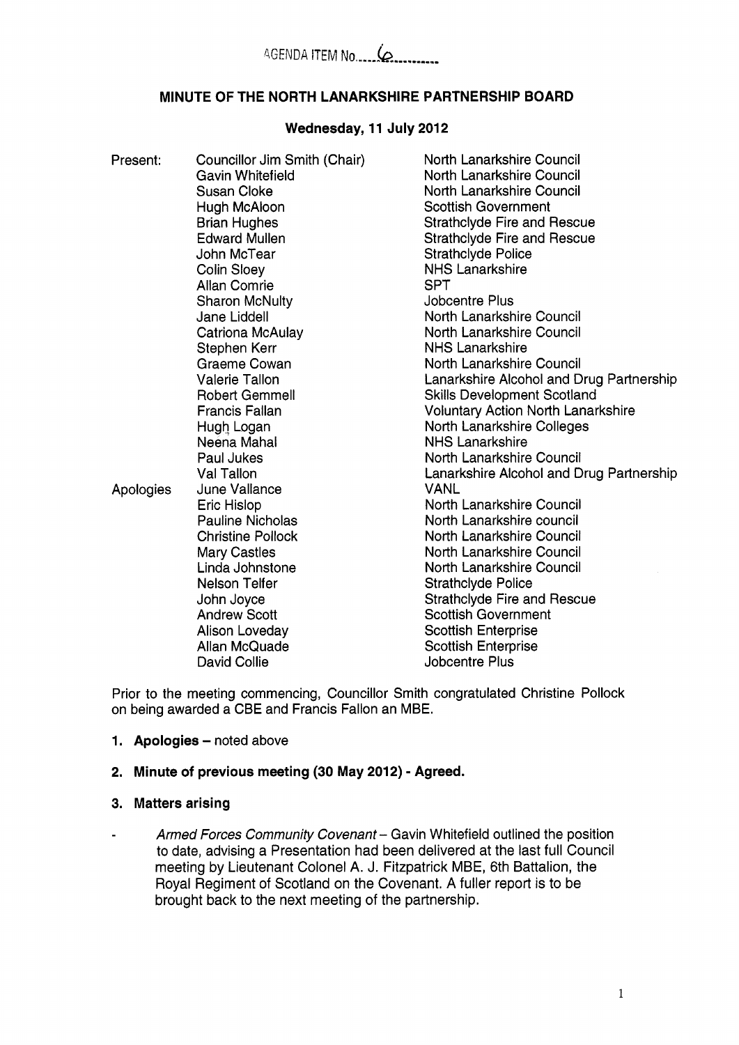AGENDA ITEM No. 6

# MINUTE OF THE NORTH LANARKSHIRE PARTNERSHIP BOARD

## Wednesday, 11 July 2012

| | | |
|---|---|---|
| Present: | Councillor Jim Smith (Chair) | North Lanarkshire Council |
| | Gavin Whitefield | North Lanarkshire Council |
| | Susan Cloke | North Lanarkshire Council |
| | Hugh McAloon | Scottish Government |
| | Brian Hughes | Strathclyde Fire and Rescue |
| | Edward Mullen | Strathclyde Fire and Rescue |
| | John McTear | Strathclyde Police |
| | Colin Sloey | NHS Lanarkshire |
| | Allan Comrie | SPT |
| | Sharon McNulty | Jobcentre Plus |
| | Jane Liddell | North Lanarkshire Council |
| | Catriona McAulay | North Lanarkshire Council |
| | Stephen Kerr | NHS Lanarkshire |
| | Graeme Cowan | North Lanarkshire Council |
| | Valerie Tallon | Lanarkshire Alcohol and Drug Partnership |
| | Robert Gemmell | Skills Development Scotland |
| | Francis Fallan | Voluntary Action North Lanarkshire |
| | Hugh Logan | North Lanarkshire Colleges |
| | Neena Mahal | NHS Lanarkshire |
| | Paul Jukes | North Lanarkshire Council |
| | Val Tallon | Lanarkshire Alcohol and Drug Partnership |
| Apologies | June Vallance | VANL |
| | Eric Hislop | North Lanarkshire Council |
| | Pauline Nicholas | North Lanarkshire council |
| | Christine Pollock | North Lanarkshire Council |
| | Mary Castles | North Lanarkshire Council |
| | Linda Johnstone | North Lanarkshire Council |
| | Nelson Telfer | Strathclyde Police |
| | John Joyce | Strathclyde Fire and Rescue |
| | Andrew Scott | Scottish Government |
| | Alison Loveday | Scottish Enterprise |
| | Allan McQuade | Scottish Enterprise |
| | David Collie | Jobcentre Plus |

Prior to the meeting commencing, Councillor Smith congratulated Christine Pollock on being awarded a CBE and Francis Fallon an MBE.

1. **Apologies** – noted above

2. **Minute of previous meeting (30 May 2012) - Agreed.**

3. **Matters arising**

- *Armed Forces Community Covenant* – Gavin Whitefield outlined the position to date, advising a Presentation had been delivered at the last full Council meeting by Lieutenant Colonel A. J. Fitzpatrick MBE, 6th Battalion, the Royal Regiment of Scotland on the Covenant. A fuller report is to be brought back to the next meeting of the partnership.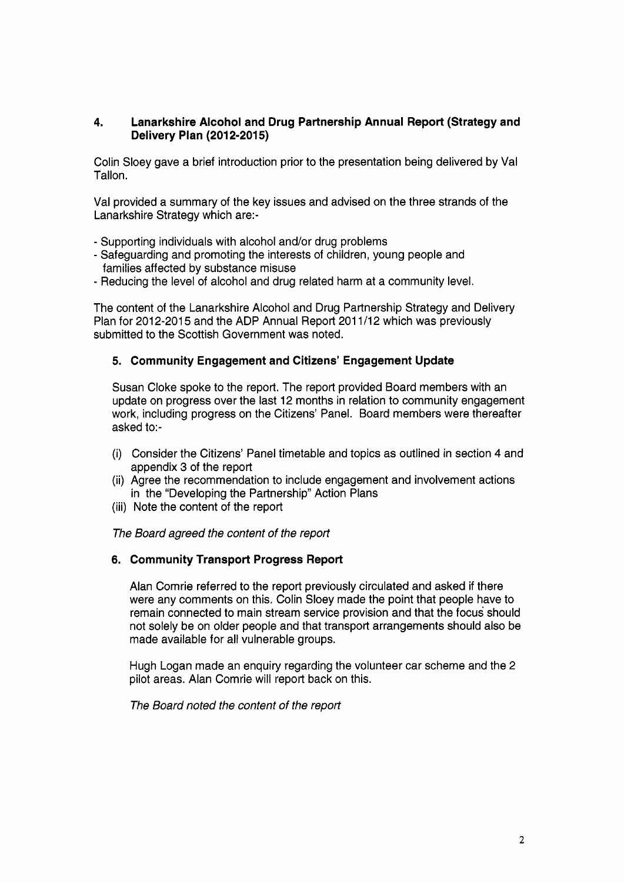## 4. Lanarkshire Alcohol and Drug Partnership Annual Report (Strategy and Delivery Plan (2012-2015)

Colin Sloey gave a brief introduction prior to the presentation being delivered by Val Tallon.

Val provided a summary of the key issues and advised on the three strands of the Lanarkshire Strategy which are:-

- Supporting individuals with alcohol and/or drug problems
- Safeguarding and promoting the interests of children, young people and families affected by substance misuse
- Reducing the level of alcohol and drug related harm at a community level.

The content of the Lanarkshire Alcohol and Drug Partnership Strategy and Delivery Plan for 2012-2015 and the ADP Annual Report 2011/12 which was previously submitted to the Scottish Government was noted.

## 5. Community Engagement and Citizens' Engagement Update

Susan Cloke spoke to the report. The report provided Board members with an update on progress over the last 12 months in relation to community engagement work, including progress on the Citizens' Panel. Board members were thereafter asked to:-

(i) Consider the Citizens' Panel timetable and topics as outlined in section 4 and appendix 3 of the report
(ii) Agree the recommendation to include engagement and involvement actions in the "Developing the Partnership" Action Plans
(iii) Note the content of the report

*The Board agreed the content of the report*

## 6. Community Transport Progress Report

Alan Comrie referred to the report previously circulated and asked if there were any comments on this. Colin Sloey made the point that people have to remain connected to main stream service provision and that the focus should not solely be on older people and that transport arrangements should also be made available for all vulnerable groups.

Hugh Logan made an enquiry regarding the volunteer car scheme and the 2 pilot areas. Alan Comrie will report back on this.

*The Board noted the content of the report*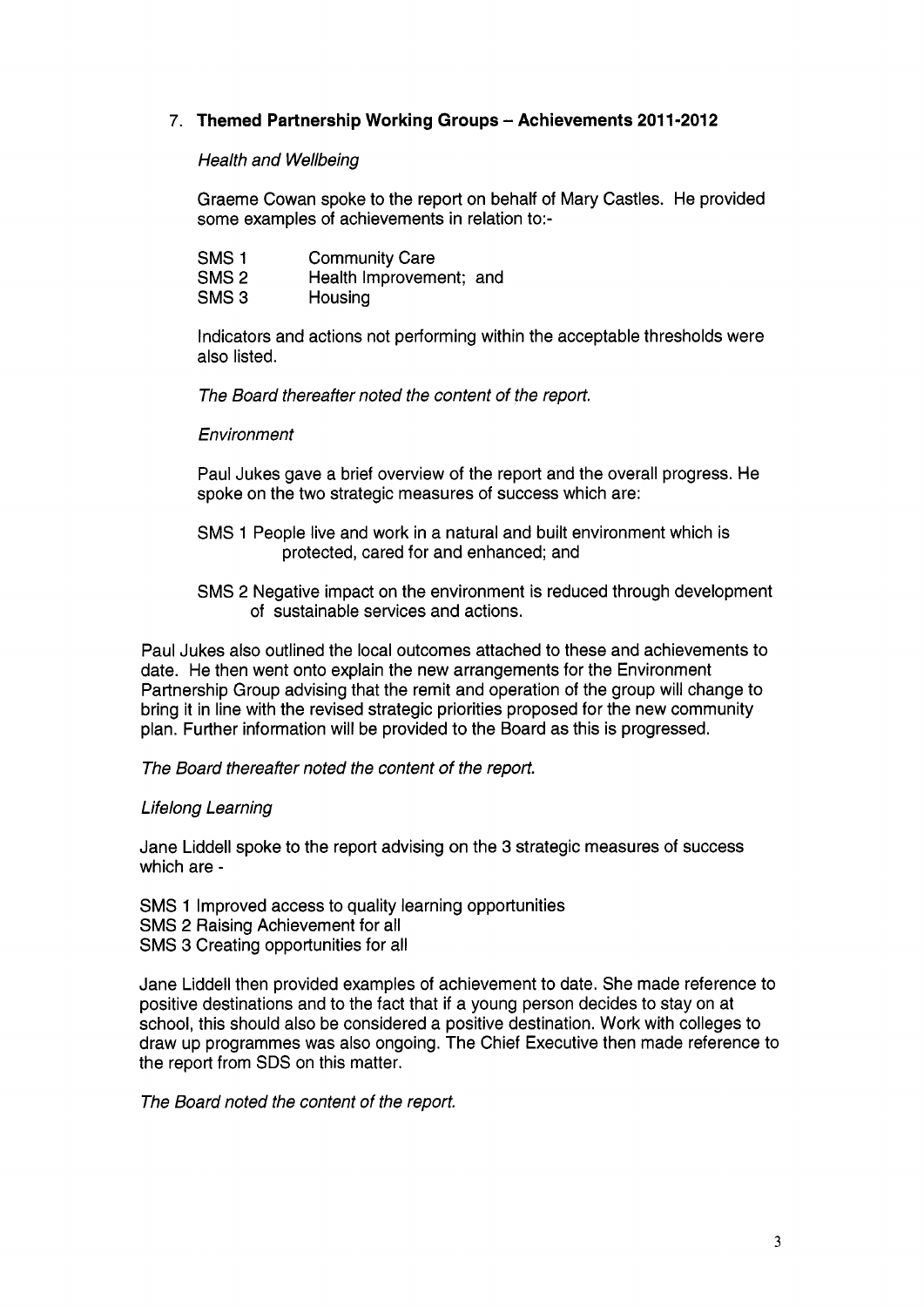## 7. **Themed Partnership Working Groups – Achievements 2011-2012**

*Health and Wellbeing*

Graeme Cowan spoke to the report on behalf of Mary Castles. He provided some examples of achievements in relation to:-

SMS 1 Community Care
SMS 2 Health Improvement; and
SMS 3 Housing

Indicators and actions not performing within the acceptable thresholds were also listed.

*The Board thereafter noted the content of the report.*

*Environment*

Paul Jukes gave a brief overview of the report and the overall progress. He spoke on the two strategic measures of success which are:

SMS 1 People live and work in a natural and built environment which is protected, cared for and enhanced; and

SMS 2 Negative impact on the environment is reduced through development of sustainable services and actions.

Paul Jukes also outlined the local outcomes attached to these and achievements to date. He then went onto explain the new arrangements for the Environment Partnership Group advising that the remit and operation of the group will change to bring it in line with the revised strategic priorities proposed for the new community plan. Further information will be provided to the Board as this is progressed.

*The Board thereafter noted the content of the report.*

*Lifelong Learning*

Jane Liddell spoke to the report advising on the 3 strategic measures of success which are -

SMS 1 Improved access to quality learning opportunities
SMS 2 Raising Achievement for all
SMS 3 Creating opportunities for all

Jane Liddell then provided examples of achievement to date. She made reference to positive destinations and to the fact that if a young person decides to stay on at school, this should also be considered a positive destination. Work with colleges to draw up programmes was also ongoing. The Chief Executive then made reference to the report from SDS on this matter.

*The Board noted the content of the report.*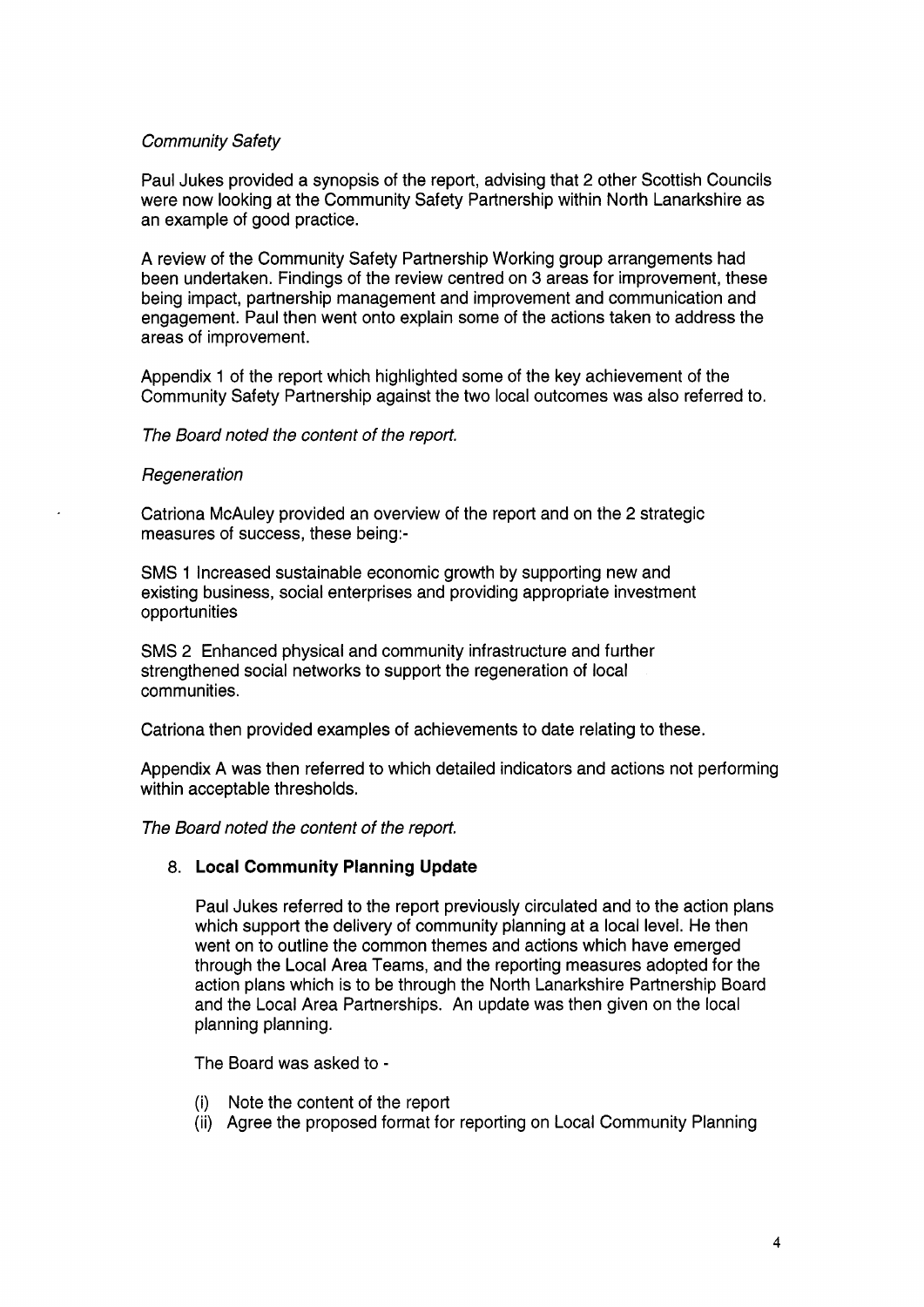*Community Safety*

Paul Jukes provided a synopsis of the report, advising that 2 other Scottish Councils were now looking at the Community Safety Partnership within North Lanarkshire as an example of good practice.

A review of the Community Safety Partnership Working group arrangements had been undertaken. Findings of the review centred on 3 areas for improvement, these being impact, partnership management and improvement and communication and engagement. Paul then went onto explain some of the actions taken to address the areas of improvement.

Appendix 1 of the report which highlighted some of the key achievement of the Community Safety Partnership against the two local outcomes was also referred to.

*The Board noted the content of the report.*

*Regeneration*

Catriona McAuley provided an overview of the report and on the 2 strategic measures of success, these being:-

SMS 1 Increased sustainable economic growth by supporting new and existing business, social enterprises and providing appropriate investment opportunities

SMS 2 Enhanced physical and community infrastructure and further strengthened social networks to support the regeneration of local communities.

Catriona then provided examples of achievements to date relating to these.

Appendix A was then referred to which detailed indicators and actions not performing within acceptable thresholds.

*The Board noted the content of the report.*

8. **Local Community Planning Update**

   Paul Jukes referred to the report previously circulated and to the action plans which support the delivery of community planning at a local level. He then went on to outline the common themes and actions which have emerged through the Local Area Teams, and the reporting measures adopted for the action plans which is to be through the North Lanarkshire Partnership Board and the Local Area Partnerships. An update was then given on the local planning planning.

   The Board was asked to -

   (i) Note the content of the report
   (ii) Agree the proposed format for reporting on Local Community Planning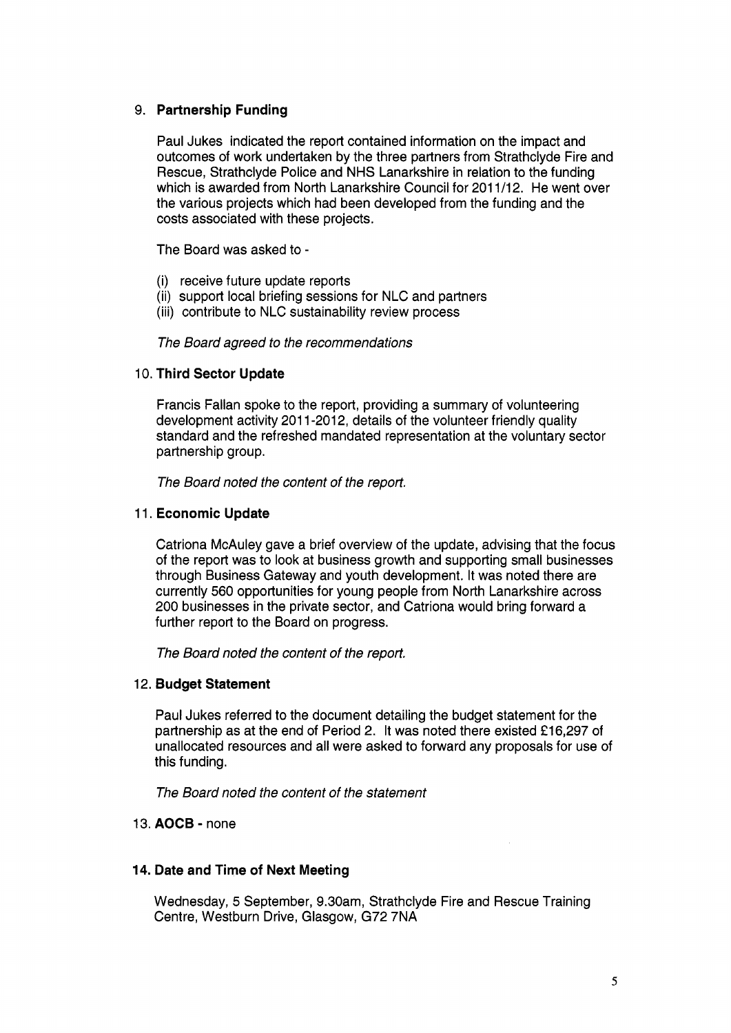9. **Partnership Funding**

   Paul Jukes indicated the report contained information on the impact and outcomes of work undertaken by the three partners from Strathclyde Fire and Rescue, Strathclyde Police and NHS Lanarkshire in relation to the funding which is awarded from North Lanarkshire Council for 2011/12. He went over the various projects which had been developed from the funding and the costs associated with these projects.

   The Board was asked to -

   (i) receive future update reports
   (ii) support local briefing sessions for NLC and partners
   (iii) contribute to NLC sustainability review process

   *The Board agreed to the recommendations*

10. **Third Sector Update**

    Francis Fallan spoke to the report, providing a summary of volunteering development activity 2011-2012, details of the volunteer friendly quality standard and the refreshed mandated representation at the voluntary sector partnership group.

    *The Board noted the content of the report.*

11. **Economic Update**

    Catriona McAuley gave a brief overview of the update, advising that the focus of the report was to look at business growth and supporting small businesses through Business Gateway and youth development. It was noted there are currently 560 opportunities for young people from North Lanarkshire across 200 businesses in the private sector, and Catriona would bring forward a further report to the Board on progress.

    *The Board noted the content of the report.*

12. **Budget Statement**

    Paul Jukes referred to the document detailing the budget statement for the partnership as at the end of Period 2. It was noted there existed £16,297 of unallocated resources and all were asked to forward any proposals for use of this funding.

    *The Board noted the content of the statement*

13. **AOCB** - none

**14. Date and Time of Next Meeting**

Wednesday, 5 September, 9.30am, Strathclyde Fire and Rescue Training Centre, Westburn Drive, Glasgow, G72 7NA